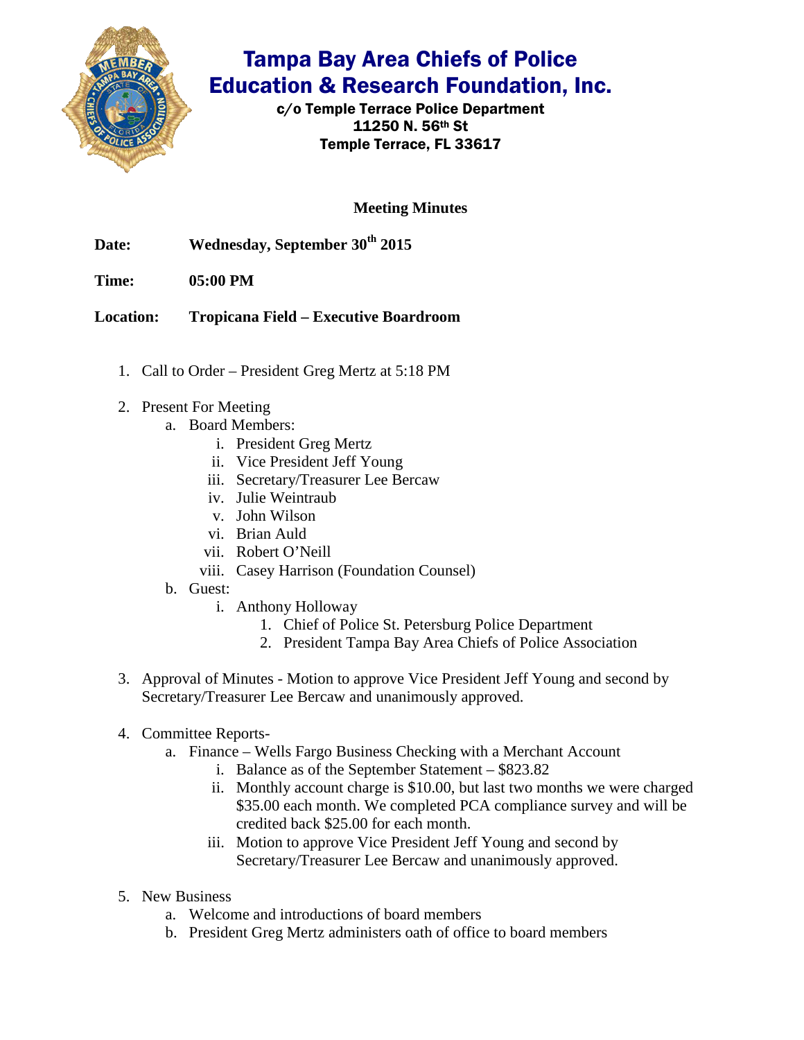# Tampa Bay Area Chiefs of Police Education & Research Foundation, Inc.

c/o Temple Terrace Police Department
11250 N. 56th St
Temple Terrace, FL 33617

## Meeting Minutes

**Date:** Wednesday, September 30th 2015

**Time:** 05:00 PM

**Location:** Tropicana Field – Executive Boardroom

1. Call to Order – President Greg Mertz at 5:18 PM
2. Present For Meeting
   a. Board Members:
      i. President Greg Mertz
      ii. Vice President Jeff Young
      iii. Secretary/Treasurer Lee Bercaw
      iv. Julie Weintraub
      v. John Wilson
      vi. Brian Auld
      vii. Robert O'Neill
      viii. Casey Harrison (Foundation Counsel)
   b. Guest:
      i. Anthony Holloway
         1. Chief of Police St. Petersburg Police Department
         2. President Tampa Bay Area Chiefs of Police Association
3. Approval of Minutes - Motion to approve Vice President Jeff Young and second by Secretary/Treasurer Lee Bercaw and unanimously approved.
4. Committee Reports-
   a. Finance – Wells Fargo Business Checking with a Merchant Account
      i. Balance as of the September Statement – $823.82
      ii. Monthly account charge is $10.00, but last two months we were charged $35.00 each month. We completed PCA compliance survey and will be credited back $25.00 for each month.
      iii. Motion to approve Vice President Jeff Young and second by Secretary/Treasurer Lee Bercaw and unanimously approved.
5. New Business
   a. Welcome and introductions of board members
   b. President Greg Mertz administers oath of office to board members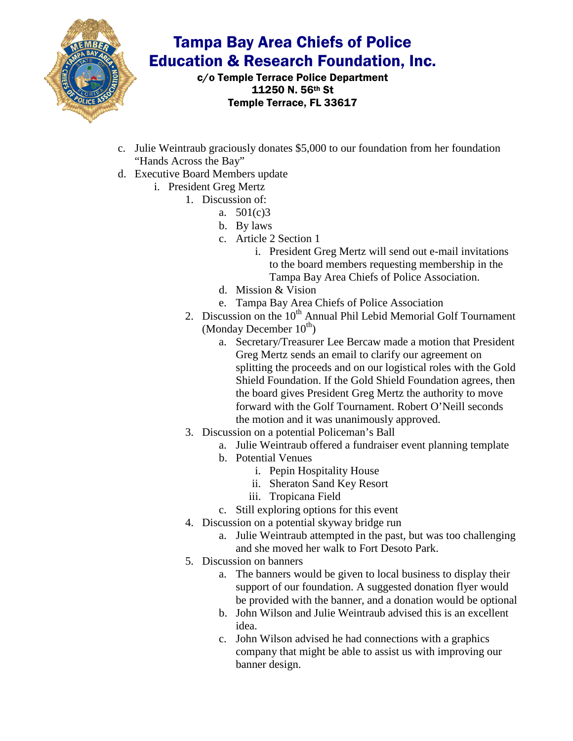# Tampa Bay Area Chiefs of Police Education & Research Foundation, Inc.

**c/o Temple Terrace Police Department**
**11250 N. 56th St**
**Temple Terrace, FL 33617**

c. Julie Weintraub graciously donates $5,000 to our foundation from her foundation "Hands Across the Bay"

d. Executive Board Members update

    i. President Greg Mertz

        1. Discussion of:

            a. 501(c)3

            b. By laws

            c. Article 2 Section 1

                i. President Greg Mertz will send out e-mail invitations to the board members requesting membership in the Tampa Bay Area Chiefs of Police Association.

            d. Mission & Vision

            e. Tampa Bay Area Chiefs of Police Association

        2. Discussion on the 10th Annual Phil Lebid Memorial Golf Tournament (Monday December 10th)

            a. Secretary/Treasurer Lee Bercaw made a motion that President Greg Mertz sends an email to clarify our agreement on splitting the proceeds and on our logistical roles with the Gold Shield Foundation. If the Gold Shield Foundation agrees, then the board gives President Greg Mertz the authority to move forward with the Golf Tournament. Robert O'Neill seconds the motion and it was unanimously approved.

        3. Discussion on a potential Policeman's Ball

            a. Julie Weintraub offered a fundraiser event planning template

            b. Potential Venues

                i. Pepin Hospitality House

                ii. Sheraton Sand Key Resort

                iii. Tropicana Field

            c. Still exploring options for this event

        4. Discussion on a potential skyway bridge run

            a. Julie Weintraub attempted in the past, but was too challenging and she moved her walk to Fort Desoto Park.

        5. Discussion on banners

            a. The banners would be given to local business to display their support of our foundation. A suggested donation flyer would be provided with the banner, and a donation would be optional

            b. John Wilson and Julie Weintraub advised this is an excellent idea.

            c. John Wilson advised he had connections with a graphics company that might be able to assist us with improving our banner design.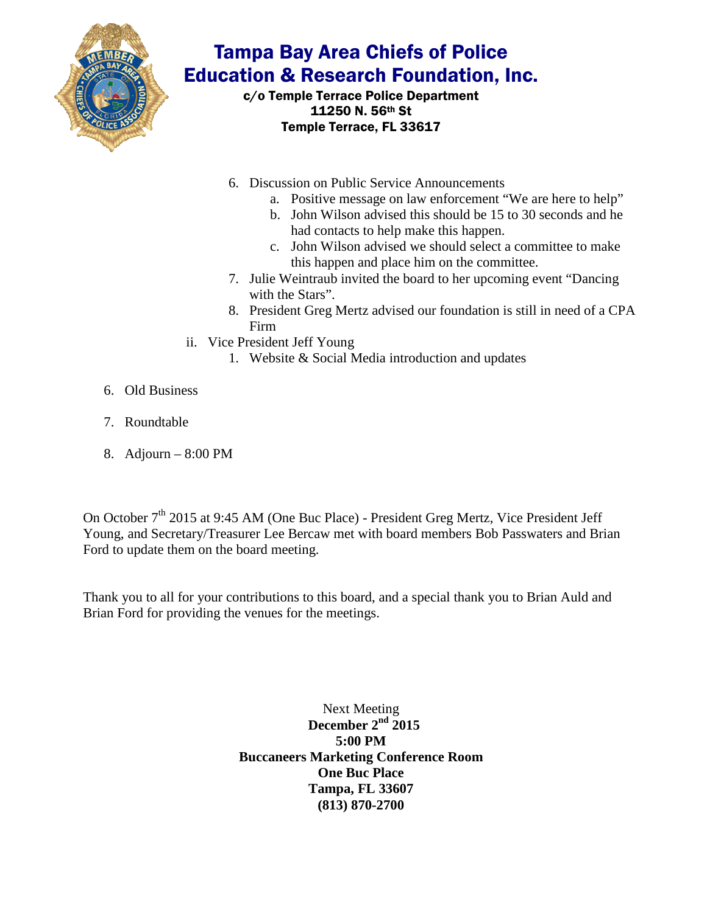# Tampa Bay Area Chiefs of Police Education & Research Foundation, Inc.

**c/o Temple Terrace Police Department**
**11250 N. 56th St**
**Temple Terrace, FL 33617**

6. Discussion on Public Service Announcements
    a. Positive message on law enforcement "We are here to help"
    b. John Wilson advised this should be 15 to 30 seconds and he had contacts to help make this happen.
    c. John Wilson advised we should select a committee to make this happen and place him on the committee.
7. Julie Weintraub invited the board to her upcoming event "Dancing with the Stars".
8. President Greg Mertz advised our foundation is still in need of a CPA Firm

ii. Vice President Jeff Young
    1. Website & Social Media introduction and updates

6. Old Business

7. Roundtable

8. Adjourn – 8:00 PM

On October 7th 2015 at 9:45 AM (One Buc Place) - President Greg Mertz, Vice President Jeff Young, and Secretary/Treasurer Lee Bercaw met with board members Bob Passwaters and Brian Ford to update them on the board meeting.

Thank you to all for your contributions to this board, and a special thank you to Brian Auld and Brian Ford for providing the venues for the meetings.

Next Meeting
**December 2nd 2015**
**5:00 PM**
**Buccaneers Marketing Conference Room**
**One Buc Place**
**Tampa, FL 33607**
**(813) 870-2700**